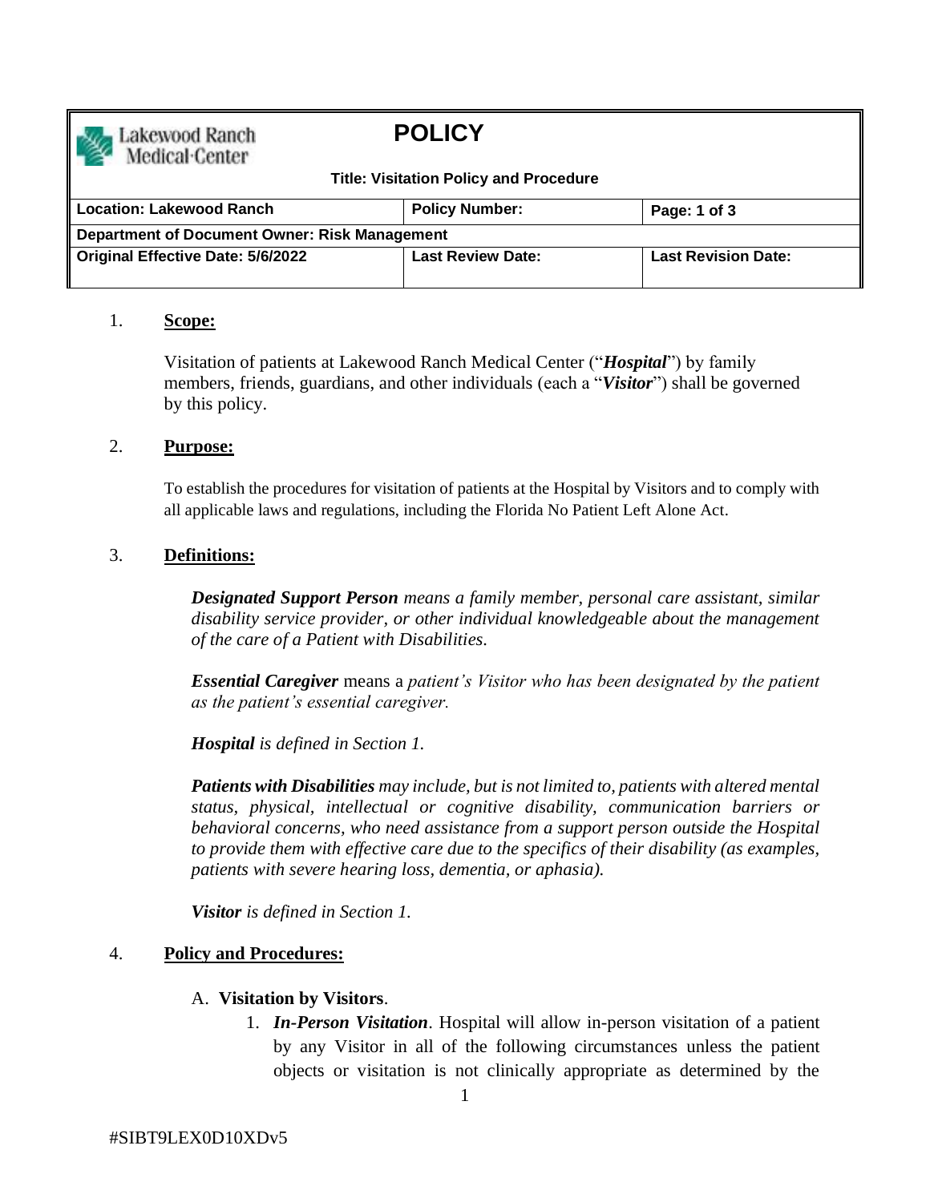| Lakewood Ranch Medical·Center | **POLICY** | |
|---|---|---|
| **Title: Visitation Policy and Procedure** | | |
| **Location: Lakewood Ranch** | **Policy Number:** | **Page: 1 of 3** |
| **Department of Document Owner: Risk Management** | | |
| **Original Effective Date: 5/6/2022** | **Last Review Date:** | **Last Revision Date:** |

1. **Scope:**

   Visitation of patients at Lakewood Ranch Medical Center ("***Hospital***") by family members, friends, guardians, and other individuals (each a "***Visitor***") shall be governed by this policy.

2. **Purpose:**

   To establish the procedures for visitation of patients at the Hospital by Visitors and to comply with all applicable laws and regulations, including the Florida No Patient Left Alone Act.

3. **Definitions:**

   ***Designated Support Person*** *means a family member, personal care assistant, similar disability service provider, or other individual knowledgeable about the management of the care of a Patient with Disabilities.*

   ***Essential Caregiver*** means a *patient's Visitor who has been designated by the patient as the patient's essential caregiver.*

   ***Hospital*** *is defined in Section 1.*

   ***Patients with Disabilities*** *may include, but is not limited to, patients with altered mental status, physical, intellectual or cognitive disability, communication barriers or behavioral concerns, who need assistance from a support person outside the Hospital to provide them with effective care due to the specifics of their disability (as examples, patients with severe hearing loss, dementia, or aphasia).*

   ***Visitor*** *is defined in Section 1.*

4. **Policy and Procedures:**

   A. **Visitation by Visitors**.

   1. ***In-Person Visitation***. Hospital will allow in-person visitation of a patient by any Visitor in all of the following circumstances unless the patient objects or visitation is not clinically appropriate as determined by the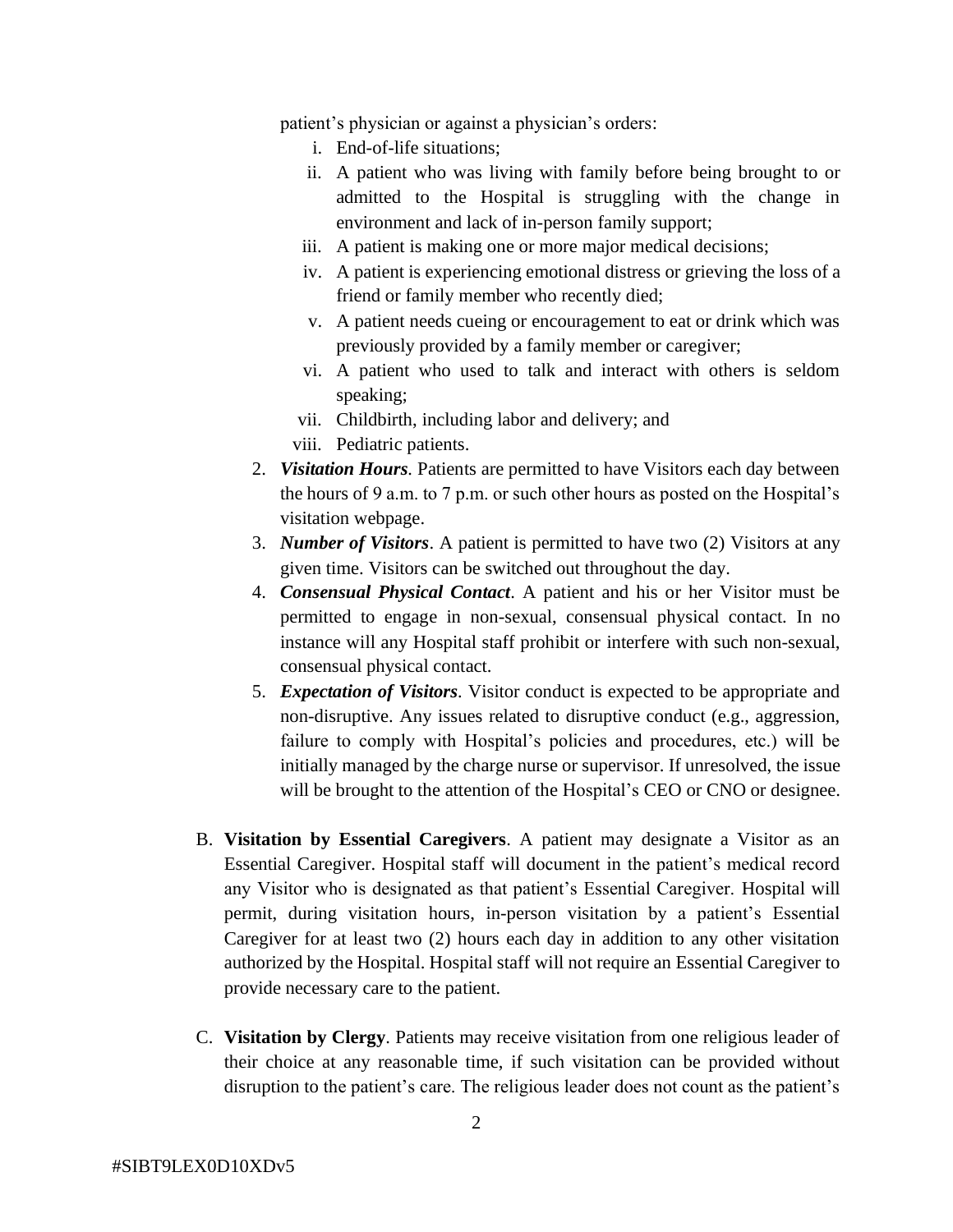patient's physician or against a physician's orders:

i. End-of-life situations;

ii. A patient who was living with family before being brought to or admitted to the Hospital is struggling with the change in environment and lack of in-person family support;

iii. A patient is making one or more major medical decisions;

iv. A patient is experiencing emotional distress or grieving the loss of a friend or family member who recently died;

v. A patient needs cueing or encouragement to eat or drink which was previously provided by a family member or caregiver;

vi. A patient who used to talk and interact with others is seldom speaking;

vii. Childbirth, including labor and delivery; and

viii. Pediatric patients.

2. ***Visitation Hours***. Patients are permitted to have Visitors each day between the hours of 9 a.m. to 7 p.m. or such other hours as posted on the Hospital's visitation webpage.
3. ***Number of Visitors***. A patient is permitted to have two (2) Visitors at any given time. Visitors can be switched out throughout the day.
4. ***Consensual Physical Contact***. A patient and his or her Visitor must be permitted to engage in non-sexual, consensual physical contact. In no instance will any Hospital staff prohibit or interfere with such non-sexual, consensual physical contact.
5. ***Expectation of Visitors***. Visitor conduct is expected to be appropriate and non-disruptive. Any issues related to disruptive conduct (e.g., aggression, failure to comply with Hospital's policies and procedures, etc.) will be initially managed by the charge nurse or supervisor. If unresolved, the issue will be brought to the attention of the Hospital's CEO or CNO or designee.

B. **Visitation by Essential Caregivers**. A patient may designate a Visitor as an Essential Caregiver. Hospital staff will document in the patient's medical record any Visitor who is designated as that patient's Essential Caregiver. Hospital will permit, during visitation hours, in-person visitation by a patient's Essential Caregiver for at least two (2) hours each day in addition to any other visitation authorized by the Hospital. Hospital staff will not require an Essential Caregiver to provide necessary care to the patient.

C. **Visitation by Clergy**. Patients may receive visitation from one religious leader of their choice at any reasonable time, if such visitation can be provided without disruption to the patient's care. The religious leader does not count as the patient's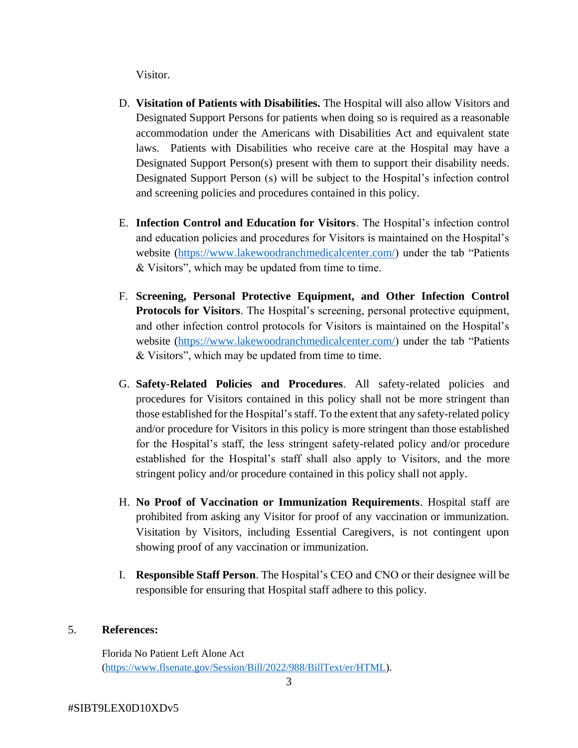Visitor.

D. **Visitation of Patients with Disabilities.** The Hospital will also allow Visitors and Designated Support Persons for patients when doing so is required as a reasonable accommodation under the Americans with Disabilities Act and equivalent state laws. Patients with Disabilities who receive care at the Hospital may have a Designated Support Person(s) present with them to support their disability needs. Designated Support Person (s) will be subject to the Hospital's infection control and screening policies and procedures contained in this policy.

E. **Infection Control and Education for Visitors**. The Hospital's infection control and education policies and procedures for Visitors is maintained on the Hospital's website (https://www.lakewoodranchmedicalcenter.com/) under the tab "Patients & Visitors", which may be updated from time to time.

F. **Screening, Personal Protective Equipment, and Other Infection Control Protocols for Visitors**. The Hospital's screening, personal protective equipment, and other infection control protocols for Visitors is maintained on the Hospital's website (https://www.lakewoodranchmedicalcenter.com/) under the tab "Patients & Visitors", which may be updated from time to time.

G. **Safety-Related Policies and Procedures**. All safety-related policies and procedures for Visitors contained in this policy shall not be more stringent than those established for the Hospital's staff. To the extent that any safety-related policy and/or procedure for Visitors in this policy is more stringent than those established for the Hospital's staff, the less stringent safety-related policy and/or procedure established for the Hospital's staff shall also apply to Visitors, and the more stringent policy and/or procedure contained in this policy shall not apply.

H. **No Proof of Vaccination or Immunization Requirements**. Hospital staff are prohibited from asking any Visitor for proof of any vaccination or immunization. Visitation by Visitors, including Essential Caregivers, is not contingent upon showing proof of any vaccination or immunization.

I. **Responsible Staff Person**. The Hospital's CEO and CNO or their designee will be responsible for ensuring that Hospital staff adhere to this policy.

5. **References:**

Florida No Patient Left Alone Act (https://www.flsenate.gov/Session/Bill/2022/988/BillText/er/HTML).

#SIBT9LEX0D10XDv5